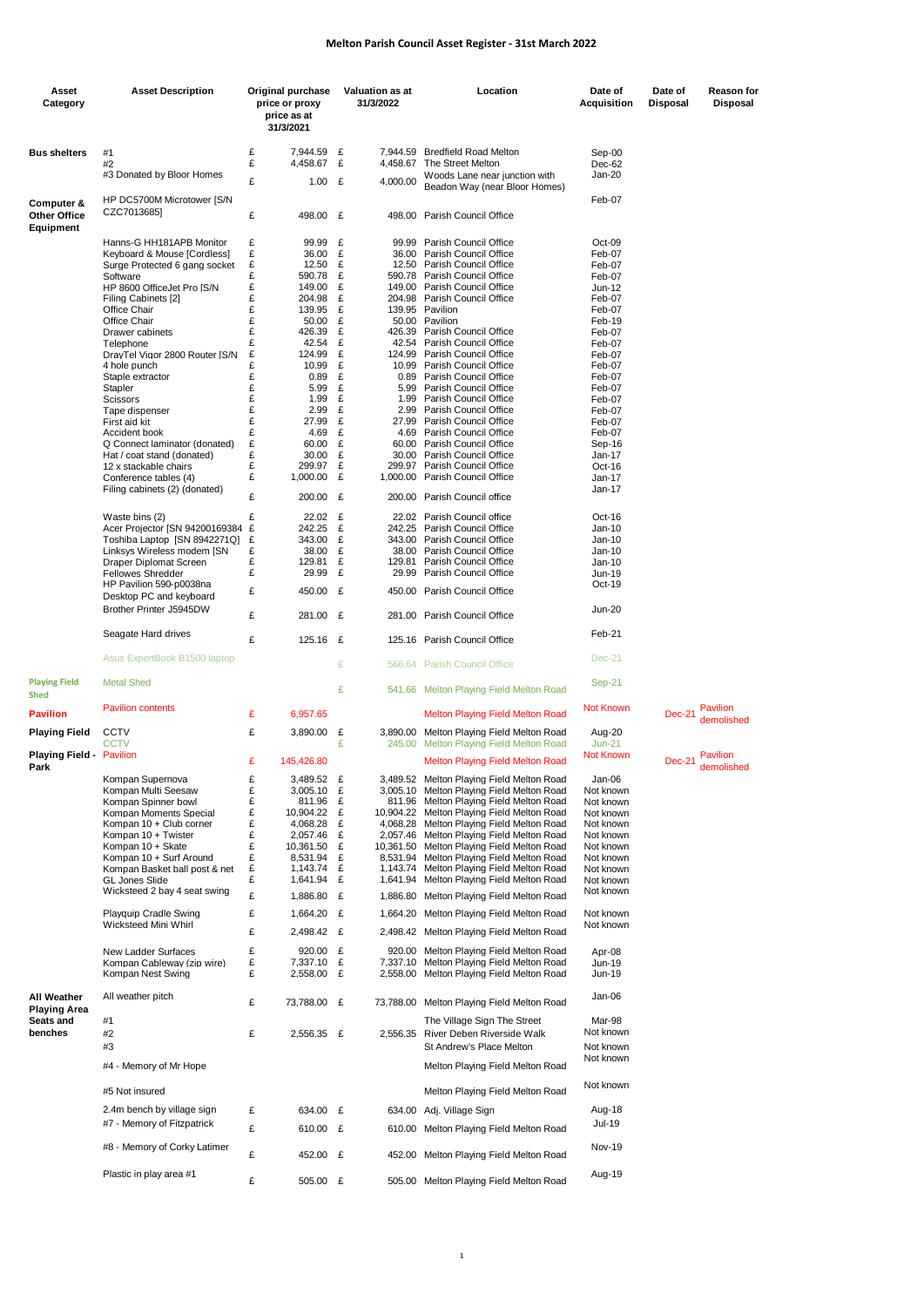# Melton Parish Council Asset Register - 31st March 2022

| Asset Category | Asset Description | Original purchase price or proxy price as at 31/3/2021 | Valuation as at 31/3/2022 | Location | Date of Acquisition | Date of Disposal | Reason for Disposal |
|---|---|---|---|---|---|---|---|
| **Bus shelters** | #1 | £ 7,944.59 | £ 7,944.59 | Bredfield Road Melton | Sep-00 | | |
| | #2 | £ 4,458.67 | £ 4,458.67 | The Street Melton | Dec-62 | | |
| | #3 Donated by Bloor Homes | £ 1.00 | £ 4,000.00 | Woods Lane near junction with Beadon Way (near Bloor Homes) | Jan-20 | | |
| **Computer & Other Office Equipment** | HP DC5700M Microtower [S/N CZC7013685] | £ 498.00 | £ 498.00 | Parish Council Office | Feb-07 | | |
| | Hanns-G HH181APB Monitor | £ 99.99 | £ 99.99 | Parish Council Office | Oct-09 | | |
| | Keyboard & Mouse [Cordless] | £ 36.00 | £ 36.00 | Parish Council Office | Feb-07 | | |
| | Surge Protected 6 gang socket | £ 12.50 | £ 12.50 | Parish Council Office | Feb-07 | | |
| | Software | £ 590.78 | £ 590.78 | Parish Council Office | Feb-07 | | |
| | HP 8600 OfficeJet Pro [S/N | £ 149.00 | £ 149.00 | Parish Council Office | Jun-12 | | |
| | Filing Cabinets [2] | £ 204.98 | £ 204.98 | Parish Council Office | Feb-07 | | |
| | Office Chair | £ 139.95 | £ 139.95 | Pavilion | Feb-07 | | |
| | Office Chair | £ 50.00 | £ 50.00 | Pavilion | Feb-19 | | |
| | Drawer cabinets | £ 426.39 | £ 426.39 | Parish Council Office | Feb-07 | | |
| | Telephone | £ 42.54 | £ 42.54 | Parish Council Office | Feb-07 | | |
| | DrayTel Vigor 2800 Router [S/N | £ 124.99 | £ 124.99 | Parish Council Office | Feb-07 | | |
| | 4 hole punch | £ 10.99 | £ 10.99 | Parish Council Office | Feb-07 | | |
| | Staple extractor | £ 0.89 | £ 0.89 | Parish Council Office | Feb-07 | | |
| | Stapler | £ 5.99 | £ 5.99 | Parish Council Office | Feb-07 | | |
| | Scissors | £ 1.99 | £ 1.99 | Parish Council Office | Feb-07 | | |
| | Tape dispenser | £ 2.99 | £ 2.99 | Parish Council Office | Feb-07 | | |
| | First aid kit | £ 27.99 | £ 27.99 | Parish Council Office | Feb-07 | | |
| | Accident book | £ 4.69 | £ 4.69 | Parish Council Office | Feb-07 | | |
| | Q Connect laminator (donated) | £ 60.00 | £ 60.00 | Parish Council Office | Sep-16 | | |
| | Hat / coat stand (donated) | £ 30.00 | £ 30.00 | Parish Council Office | Jan-17 | | |
| | 12 x stackable chairs | £ 299.97 | £ 299.97 | Parish Council Office | Oct-16 | | |
| | Conference tables (4) | £ 1,000.00 | £ 1,000.00 | Parish Council Office | Jan-17 | | |
| | Filing cabinets (2) (donated) | £ 200.00 | £ 200.00 | Parish Council office | Jan-17 | | |
| | Waste bins (2) | £ 22.02 | £ 22.02 | Parish Council office | Oct-16 | | |
| | Acer Projector [SN 94200169384 | £ 242.25 | £ 242.25 | Parish Council Office | Jan-10 | | |
| | Toshiba Laptop [SN 8942271Q] | £ 343.00 | £ 343.00 | Parish Council Office | Jan-10 | | |
| | Linksys Wireless modem [SN | £ 38.00 | £ 38.00 | Parish Council Office | Jan-10 | | |
| | Draper Diplomat Screen | £ 129.81 | £ 129.81 | Parish Council Office | Jan-10 | | |
| | Fellowes Shredder | £ 29.99 | £ 29.99 | Parish Council Office | Jun-19 | | |
| | HP Pavilion 590-p0038na Desktop PC and keyboard | £ 450.00 | £ 450.00 | Parish Council Office | Oct-19 | | |
| | Brother Printer J5945DW | £ 281.00 | £ 281.00 | Parish Council Office | Jun-20 | | |
| | Seagate Hard drives | £ 125.16 | £ 125.16 | Parish Council Office | Feb-21 | | |
| | Asus ExpertBook B1500 laptop | | £ 566.64 | Parish Council Office | Dec-21 | | |
| **Playing Field Shed** | Metal Shed | | £ 541.66 | Melton Playing Field Melton Road | Sep-21 | | |
| **Pavilion** | Pavilion contents | £ 6,957.65 | | Melton Playing Field Melton Road | Not Known | Dec-21 | Pavilion demolished |
| **Playing Field** | CCTV | £ 3,890.00 | £ 3,890.00 | Melton Playing Field Melton Road | Aug-20 | | |
| | CCTV | | £ 245.00 | Melton Playing Field Melton Road | Jun-21 | | |
| **Playing Field - Park** | Pavilion | £ 145,426.80 | | Melton Playing Field Melton Road | Not Known | Dec-21 | Pavilion demolished |
| | Kompan Supernova | £ 3,489.52 | £ 3,489.52 | Melton Playing Field Melton Road | Jan-06 | | |
| | Kompan Multi Seesaw | £ 3,005.10 | £ 3,005.10 | Melton Playing Field Melton Road | Not known | | |
| | Kompan Spinner bowl | £ 811.96 | £ 811.96 | Melton Playing Field Melton Road | Not known | | |
| | Kompan Moments Special | £ 10,904.22 | £ 10,904.22 | Melton Playing Field Melton Road | Not known | | |
| | Kompan 10 + Club corner | £ 4,068.28 | £ 4,068.28 | Melton Playing Field Melton Road | Not known | | |
| | Kompan 10 + Twister | £ 2,057.46 | £ 2,057.46 | Melton Playing Field Melton Road | Not known | | |
| | Kompan 10 + Skate | £ 10,361.50 | £ 10,361.50 | Melton Playing Field Melton Road | Not known | | |
| | Kompan 10 + Surf Around | £ 8,531.94 | £ 8,531.94 | Melton Playing Field Melton Road | Not known | | |
| | Kompan Basket ball post & net | £ 1,143.74 | £ 1,143.74 | Melton Playing Field Melton Road | Not known | | |
| | GL Jones Slide | £ 1,641.94 | £ 1,641.94 | Melton Playing Field Melton Road | Not known | | |
| | Wicksteed 2 bay 4 seat swing | £ 1,886.80 | £ 1,886.80 | Melton Playing Field Melton Road | Not known | | |
| | Playquip Cradle Swing | £ 1,664.20 | £ 1,664.20 | Melton Playing Field Melton Road | Not known | | |
| | Wicksteed Mini Whirl | £ 2,498.42 | £ 2,498.42 | Melton Playing Field Melton Road | Not known | | |
| | New Ladder Surfaces | £ 920.00 | £ 920.00 | Melton Playing Field Melton Road | Apr-08 | | |
| | Kompan Cableway (zip wire) | £ 7,337.10 | £ 7,337.10 | Melton Playing Field Melton Road | Jun-19 | | |
| | Kompan Nest Swing | £ 2,558.00 | £ 2,558.00 | Melton Playing Field Melton Road | Jun-19 | | |
| **All Weather Playing Area** | All weather pitch | £ 73,788.00 | £ 73,788.00 | Melton Playing Field Melton Road | Jan-06 | | |
| **Seats and benches** | #1 | | | The Village Sign The Street | Mar-98 | | |
| | #2 | £ 2,556.35 | £ 2,556.35 | River Deben Riverside Walk | Not known | | |
| | #3 | | | St Andrew's Place Melton | Not known | | |
| | #4 - Memory of Mr Hope | | | Melton Playing Field Melton Road | Not known | | |
| | #5 Not insured | | | Melton Playing Field Melton Road | Not known | | |
| | 2.4m bench by village sign | £ 634.00 | £ 634.00 | Adj. Village Sign | Aug-18 | | |
| | #7 - Memory of Fitzpatrick | £ 610.00 | £ 610.00 | Melton Playing Field Melton Road | Jul-19 | | |
| | #8 - Memory of Corky Latimer | £ 452.00 | £ 452.00 | Melton Playing Field Melton Road | Nov-19 | | |
| | Plastic in play area #1 | £ 505.00 | £ 505.00 | Melton Playing Field Melton Road | Aug-19 | | |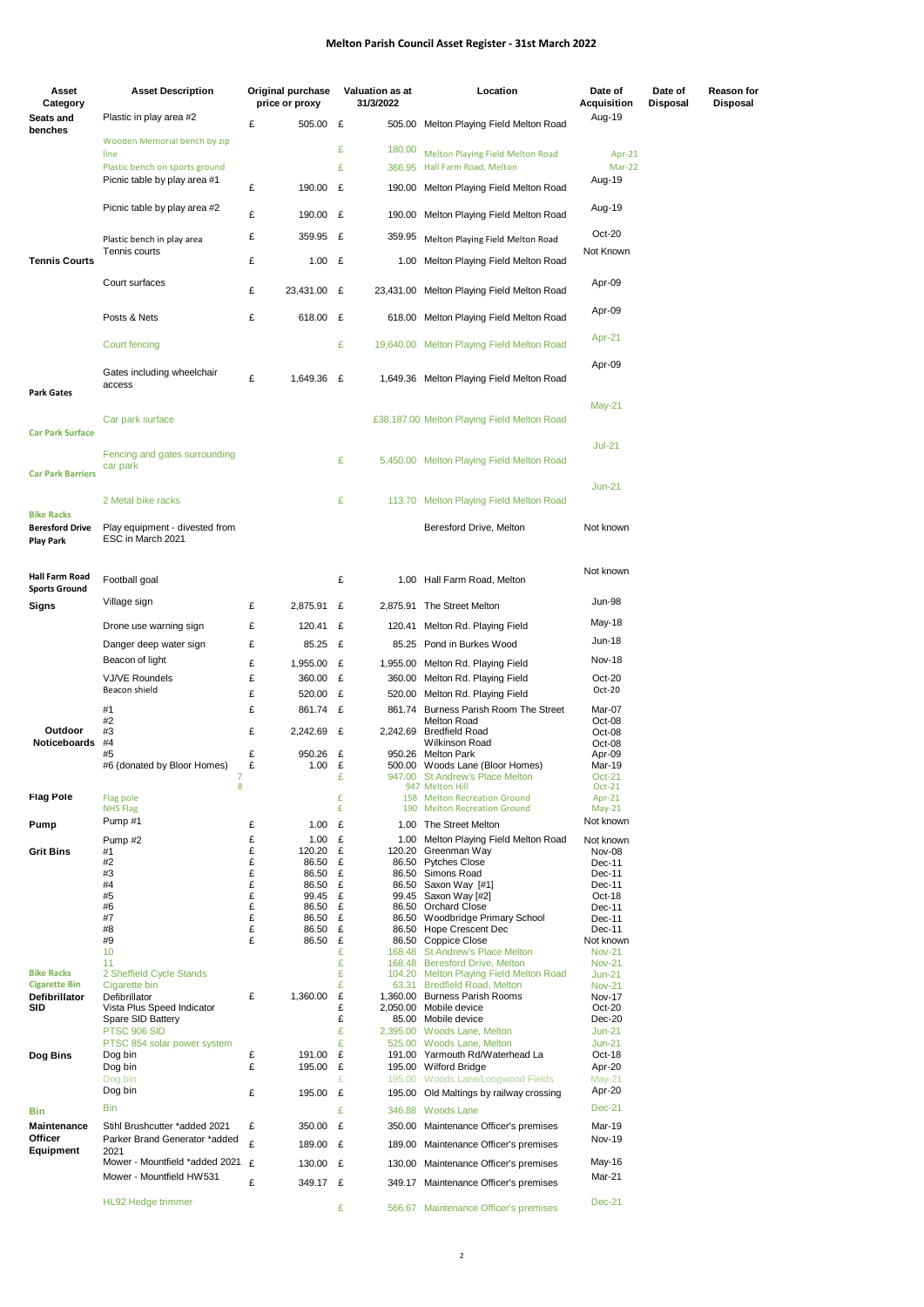# Melton Parish Council Asset Register - 31st March 2022

| Asset Category | Asset Description | Original purchase price or proxy | Valuation as at 31/3/2022 | Location | Date of Acquisition | Date of Disposal | Reason for Disposal |
|---|---|---|---|---|---|---|---|
| Seats and benches | Plastic in play area #2 | £ 505.00 | £ 505.00 | Melton Playing Field Melton Road | Aug-19 | | |
| | Wooden Memorial bench by zip line | | £ 180.00 | Melton Playing Field Melton Road | Apr-21 | | |
| | Plastic bench on sports ground | | £ 366.95 | Hall Farm Road, Melton | Mar-22 | | |
| | Picnic table by play area #1 | £ 190.00 | £ 190.00 | Melton Playing Field Melton Road | Aug-19 | | |
| | Picnic table by play area #2 | £ 190.00 | £ 190.00 | Melton Playing Field Melton Road | Aug-19 | | |
| | Plastic bench in play area | £ 359.95 | £ 359.95 | Melton Playing Field Melton Road | Oct-20 | | |
| Tennis Courts | Tennis courts | £ 1.00 | £ 1.00 | Melton Playing Field Melton Road | Not Known | | |
| | Court surfaces | £ 23,431.00 | £ 23,431.00 | Melton Playing Field Melton Road | Apr-09 | | |
| | Posts & Nets | £ 618.00 | £ 618.00 | Melton Playing Field Melton Road | Apr-09 | | |
| | Court fencing | | £ 19,640.00 | Melton Playing Field Melton Road | Apr-21 | | |
| | Gates including wheelchair access | £ 1,649.36 | £ 1,649.36 | Melton Playing Field Melton Road | Apr-09 | | |
| Park Gates | | | | | | | |
| Car Park Surface | Car park surface | | £38,187.00 | Melton Playing Field Melton Road | May-21 | | |
| Car Park Barriers | Fencing and gates surrounding car park | | £ 5,450.00 | Melton Playing Field Melton Road | Jul-21 | | |
| Bike Racks | 2 Metal bike racks | | £ 113.70 | Melton Playing Field Melton Road | Jun-21 | | |
| Beresford Drive Play Park | Play equipment - divested from ESC in March 2021 | | | Beresford Drive, Melton | Not known | | |
| Hall Farm Road Sports Ground | Football goal | | £ 1.00 | Hall Farm Road, Melton | Not known | | |
| Signs | Village sign | £ 2,875.91 | £ 2,875.91 | The Street Melton | Jun-98 | | |
| | Drone use warning sign | £ 120.41 | £ 120.41 | Melton Rd. Playing Field | May-18 | | |
| | Danger deep water sign | £ 85.25 | £ 85.25 | Pond in Burkes Wood | Jun-18 | | |
| | Beacon of light | £ 1,955.00 | £ 1,955.00 | Melton Rd. Playing Field | Nov-18 | | |
| | VJ/VE Roundels | £ 360.00 | £ 360.00 | Melton Rd. Playing Field | Oct-20 | | |
| | Beacon shield | £ 520.00 | £ 520.00 | Melton Rd. Playing Field | Oct-20 | | |
| Outdoor Noticeboards | #1 | £ 861.74 | £ 861.74 | Burness Parish Room The Street | Mar-07 | | |
| | #2 | | | Melton Road | Oct-08 | | |
| | #3 | £ 2,242.69 | £ 2,242.69 | Bredfield Road | Oct-08 | | |
| | #4 | | | Wilkinson Road | Oct-08 | | |
| | #5 | £ 950.26 | £ 950.26 | Melton Park | Apr-09 | | |
| | #6 (donated by Bloor Homes) | £ 1.00 | £ 500.00 | Woods Lane (Bloor Homes) | Mar-19 | | |
| | 7 | | £ 947.00 | St Andrew's Place Melton | Oct-21 | | |
| | 8 | | 947 | Melton Hill | Oct-21 | | |
| Flag Pole | Flag pole | | £ 158 | Melton Recreation Ground | Apr-21 | | |
| | NHS Flag | | £ 190 | Melton Recreation Ground | May-21 | | |
| Pump | Pump #1 | £ 1.00 | £ 1.00 | The Street Melton | Not known | | |
| | Pump #2 | £ 1.00 | £ 1.00 | Melton Playing Field Melton Road | Not known | | |
| Grit Bins | #1 | £ 120.20 | £ 120.20 | Greenman Way | Nov-08 | | |
| | #2 | £ 86.50 | £ 86.50 | Pytches Close | Dec-11 | | |
| | #3 | £ 86.50 | £ 86.50 | Simons Road | Dec-11 | | |
| | #4 | £ 86.50 | £ 86.50 | Saxon Way [#1] | Dec-11 | | |
| | #5 | £ 99.45 | £ 99.45 | Saxon Way [#2] | Oct-18 | | |
| | #6 | £ 86.50 | £ 86.50 | Orchard Close | Dec-11 | | |
| | #7 | £ 86.50 | £ 86.50 | Woodbridge Primary School | Dec-11 | | |
| | #8 | £ 86.50 | £ 86.50 | Hope Crescent Dec | Dec-11 | | |
| | #9 | £ 86.50 | £ 86.50 | Coppice Close | Not known | | |
| | 10 | | £ 168.48 | St Andrew's Place Melton | Nov-21 | | |
| | 11 | | £ 168.48 | Beresford Drive, Melton | Nov-21 | | |
| Bike Racks | 2 Sheffield Cycle Stands | | £ 104.20 | Melton Playing Field Melton Road | Jun-21 | | |
| Cigarette Bin | Cigarette bin | | £ 63.31 | Bredfield Road, Melton | Nov-21 | | |
| Defibrillator | Defibrillator | £ 1,360.00 | £ 1,360.00 | Burness Parish Rooms | Nov-17 | | |
| SID | Vista Plus Speed Indicator | | £ 2,050.00 | Mobile device | Oct-20 | | |
| | Spare SID Battery | | £ 85.00 | Mobile device | Dec-20 | | |
| | PTSC 906 SID | | £ 2,395.00 | Woods Lane, Melton | Jun-21 | | |
| | PTSC 854 solar power system | | £ 525.00 | Woods Lane, Melton | Jun-21 | | |
| Dog Bins | Dog bin | £ 191.00 | £ 191.00 | Yarmouth Rd/Waterhead La | Oct-18 | | |
| | Dog bin | £ 195.00 | £ 195.00 | Wilford Bridge | Apr-20 | | |
| | Dog bin | | £ 195.00 | Woods Lane/Longwood Fields | May-21 | | |
| | Dog bin | £ 195.00 | £ 195.00 | Old Maltings by railway crossing | Apr-20 | | |
| Bin | Bin | | £ 346.88 | Woods Lane | Dec-21 | | |
| Maintenance Officer Equipment | Stihl Brushcutter *added 2021 | £ 350.00 | £ 350.00 | Maintenance Officer's premises | Mar-19 | | |
| | Parker Brand Generator *added 2021 | £ 189.00 | £ 189.00 | Maintenance Officer's premises | Nov-19 | | |
| | Mower - Mountfield *added 2021 | £ 130.00 | £ 130.00 | Maintenance Officer's premises | May-16 | | |
| | Mower - Mountfield HW531 | £ 349.17 | £ 349.17 | Maintenance Officer's premises | Mar-21 | | |
| | HL92 Hedge trimmer | | £ 566.67 | Maintenance Officer's premises | Dec-21 | | |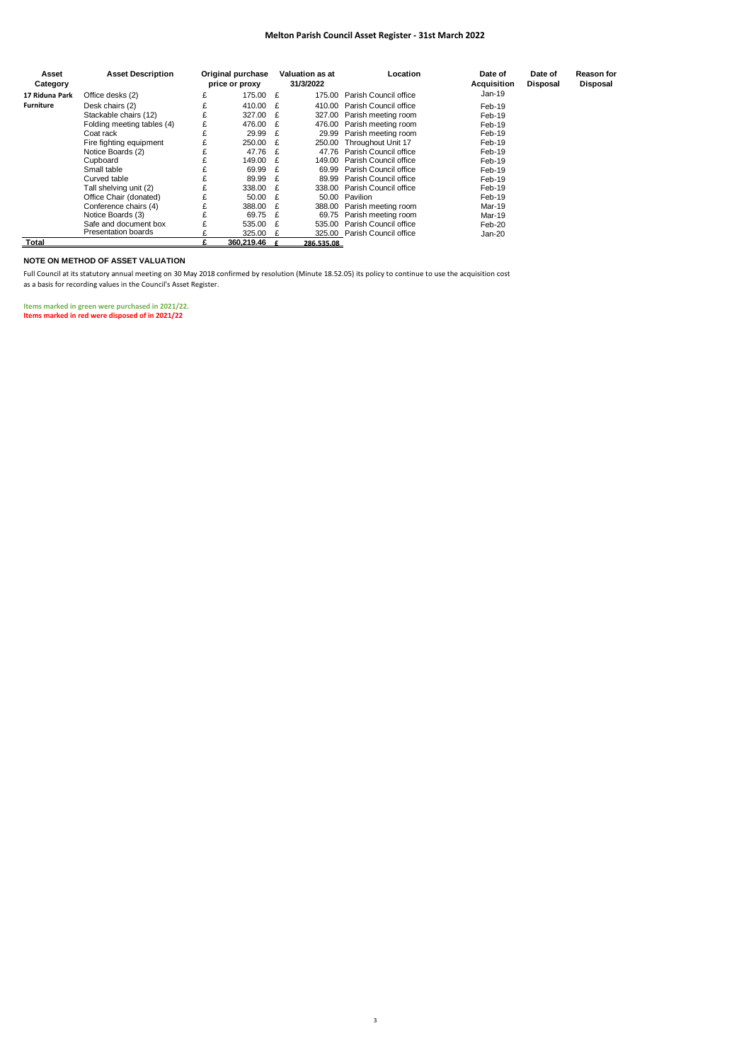# Melton Parish Council Asset Register - 31st March 2022

| Asset Category | Asset Description | Original purchase price or proxy | Valuation as at 31/3/2022 | Location | Date of Acquisition | Date of Disposal | Reason for Disposal |
|---|---|---|---|---|---|---|---|
| **17 Riduna Park Furniture** | Office desks (2) | £ 175.00 | £ 175.00 | Parish Council office | Jan-19 | | |
| | Desk chairs (2) | £ 410.00 | £ 410.00 | Parish Council office | Feb-19 | | |
| | Stackable chairs (12) | £ 327.00 | £ 327.00 | Parish meeting room | Feb-19 | | |
| | Folding meeting tables (4) | £ 476.00 | £ 476.00 | Parish meeting room | Feb-19 | | |
| | Coat rack | £ 29.99 | £ 29.99 | Parish meeting room | Feb-19 | | |
| | Fire fighting equipment | £ 250.00 | £ 250.00 | Throughout Unit 17 | Feb-19 | | |
| | Notice Boards (2) | £ 47.76 | £ 47.76 | Parish Council office | Feb-19 | | |
| | Cupboard | £ 149.00 | £ 149.00 | Parish Council office | Feb-19 | | |
| | Small table | £ 69.99 | £ 69.99 | Parish Council office | Feb-19 | | |
| | Curved table | £ 89.99 | £ 89.99 | Parish Council office | Feb-19 | | |
| | Tall shelving unit (2) | £ 338.00 | £ 338.00 | Parish Council office | Feb-19 | | |
| | Office Chair (donated) | £ 50.00 | £ 50.00 | Pavilion | Feb-19 | | |
| | Conference chairs (4) | £ 388.00 | £ 388.00 | Parish meeting room | Mar-19 | | |
| | Notice Boards (3) | £ 69.75 | £ 69.75 | Parish meeting room | Mar-19 | | |
| | Safe and document box | £ 535.00 | £ 535.00 | Parish Council office | Feb-20 | | |
| | Presentation boards | £ 325.00 | £ 325.00 | Parish Council office | Jan-20 | | |
| **Total** | | **£ 360,219.46** | **£ 286,535.08** | | | | |

**NOTE ON METHOD OF ASSET VALUATION**

Full Council at its statutory annual meeting on 30 May 2018 confirmed by resolution (Minute 18.52.05) its policy to continue to use the acquisition cost as a basis for recording values in the Council's Asset Register.

**Items marked in green were purchased in 2021/22.**
**Items marked in red were disposed of in 2021/22**